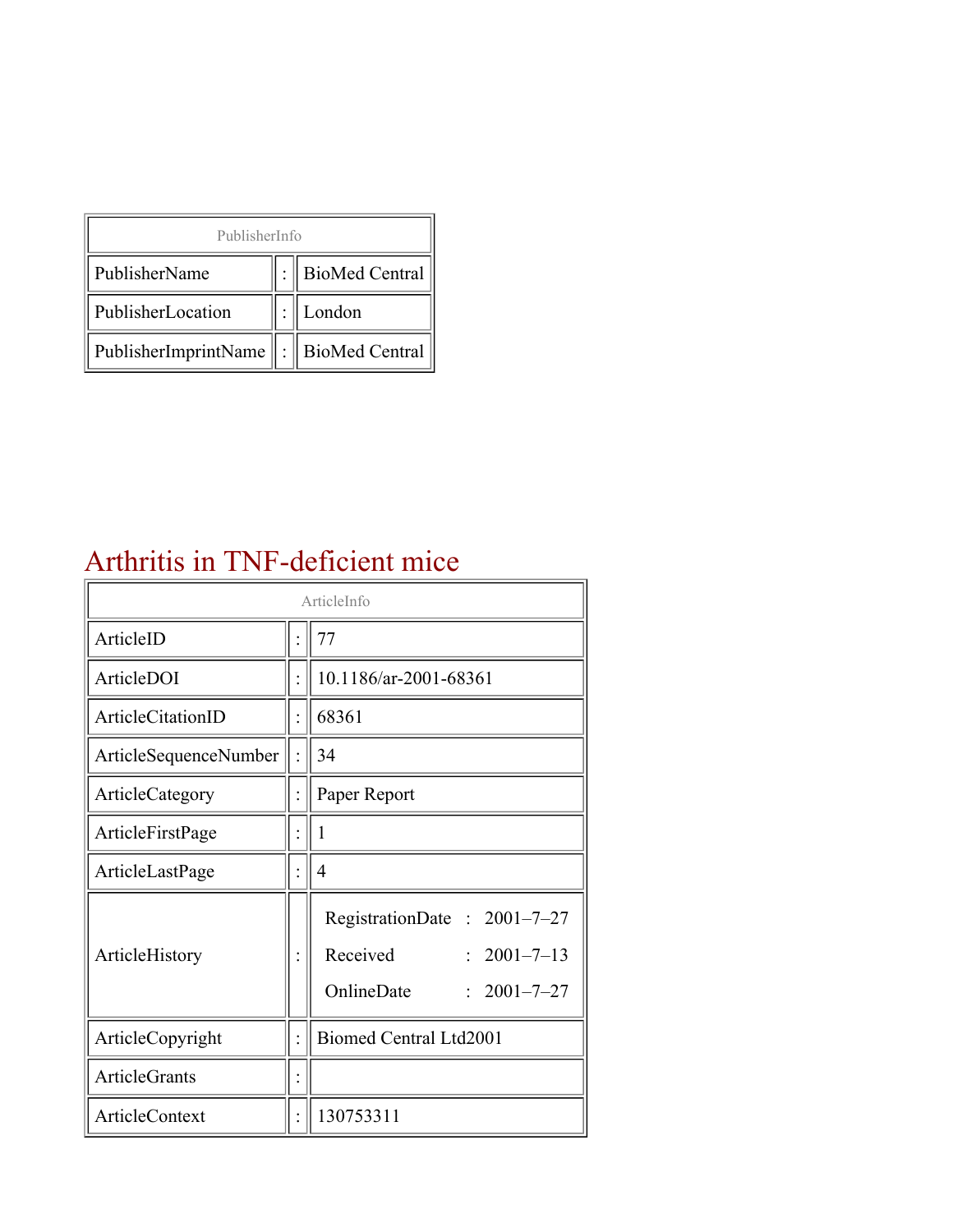| PublisherInfo | | |
|---|---|---|
| PublisherName | : | BioMed Central |
| PublisherLocation | : | London |
| PublisherImprintName | : | BioMed Central |

# Arthritis in TNF-deficient mice

| ArticleInfo | | |
|---|---|---|
| ArticleID | : | 77 |
| ArticleDOI | : | 10.1186/ar-2001-68361 |
| ArticleCitationID | : | 68361 |
| ArticleSequenceNumber | : | 34 |
| ArticleCategory | : | Paper Report |
| ArticleFirstPage | : | 1 |
| ArticleLastPage | : | 4 |
| ArticleHistory | : | RegistrationDate : 2001–7–27<br>Received : 2001–7–13<br>OnlineDate : 2001–7–27 |
| ArticleCopyright | : | Biomed Central Ltd2001 |
| ArticleGrants | : | |
| ArticleContext | : | 130753311 |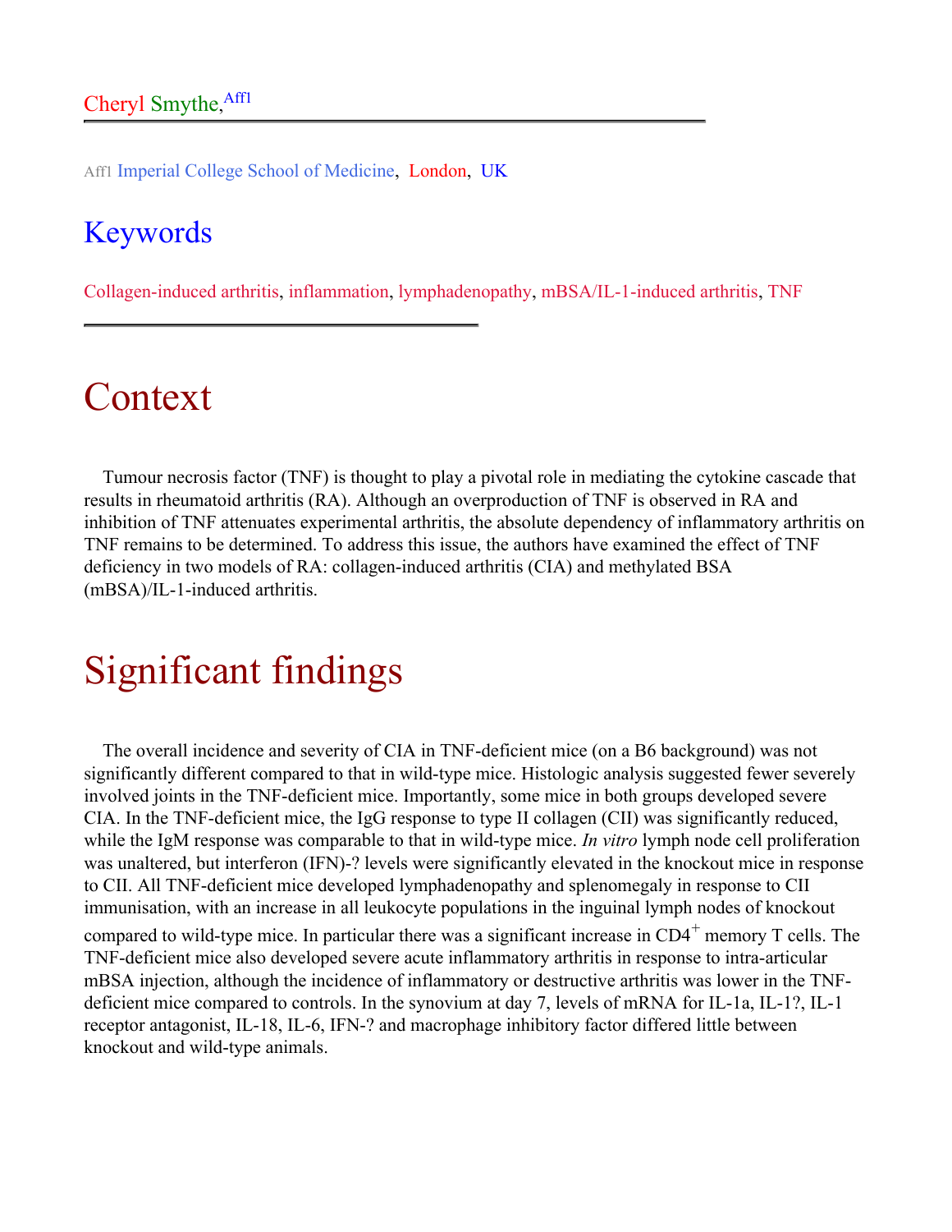Cheryl Smythe,[Aff1]

Aff1 Imperial College School of Medicine, London, UK

## Keywords

Collagen-induced arthritis, inflammation, lymphadenopathy, mBSA/IL-1-induced arthritis, TNF

# Context

Tumour necrosis factor (TNF) is thought to play a pivotal role in mediating the cytokine cascade that results in rheumatoid arthritis (RA). Although an overproduction of TNF is observed in RA and inhibition of TNF attenuates experimental arthritis, the absolute dependency of inflammatory arthritis on TNF remains to be determined. To address this issue, the authors have examined the effect of TNF deficiency in two models of RA: collagen-induced arthritis (CIA) and methylated BSA (mBSA)/IL-1-induced arthritis.

# Significant findings

The overall incidence and severity of CIA in TNF-deficient mice (on a B6 background) was not significantly different compared to that in wild-type mice. Histologic analysis suggested fewer severely involved joints in the TNF-deficient mice. Importantly, some mice in both groups developed severe CIA. In the TNF-deficient mice, the IgG response to type II collagen (CII) was significantly reduced, while the IgM response was comparable to that in wild-type mice. *In vitro* lymph node cell proliferation was unaltered, but interferon (IFN)-? levels were significantly elevated in the knockout mice in response to CII. All TNF-deficient mice developed lymphadenopathy and splenomegaly in response to CII immunisation, with an increase in all leukocyte populations in the inguinal lymph nodes of knockout compared to wild-type mice. In particular there was a significant increase in $CD4^+$ memory T cells. The TNF-deficient mice also developed severe acute inflammatory arthritis in response to intra-articular mBSA injection, although the incidence of inflammatory or destructive arthritis was lower in the TNF-deficient mice compared to controls. In the synovium at day 7, levels of mRNA for IL-1a, IL-1?, IL-1 receptor antagonist, IL-18, IL-6, IFN-? and macrophage inhibitory factor differed little between knockout and wild-type animals.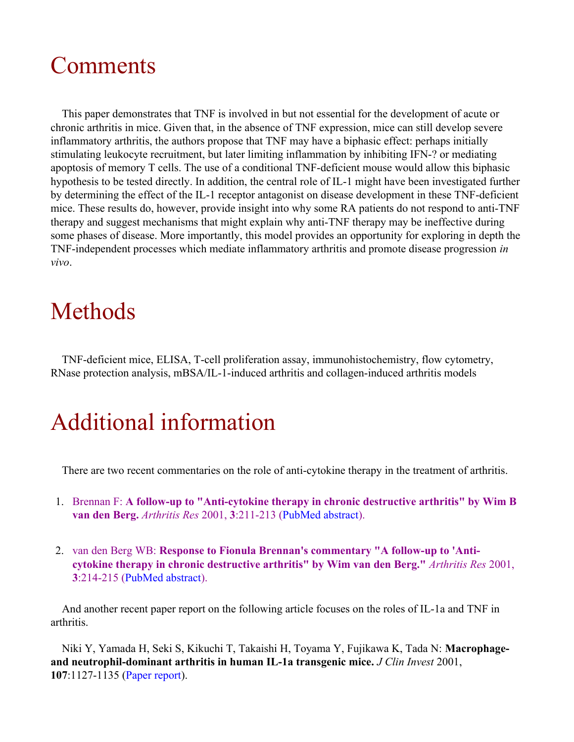# Comments

This paper demonstrates that TNF is involved in but not essential for the development of acute or chronic arthritis in mice. Given that, in the absence of TNF expression, mice can still develop severe inflammatory arthritis, the authors propose that TNF may have a biphasic effect: perhaps initially stimulating leukocyte recruitment, but later limiting inflammation by inhibiting IFN-? or mediating apoptosis of memory T cells. The use of a conditional TNF-deficient mouse would allow this biphasic hypothesis to be tested directly. In addition, the central role of IL-1 might have been investigated further by determining the effect of the IL-1 receptor antagonist on disease development in these TNF-deficient mice. These results do, however, provide insight into why some RA patients do not respond to anti-TNF therapy and suggest mechanisms that might explain why anti-TNF therapy may be ineffective during some phases of disease. More importantly, this model provides an opportunity for exploring in depth the TNF-independent processes which mediate inflammatory arthritis and promote disease progression *in vivo*.

# Methods

TNF-deficient mice, ELISA, T-cell proliferation assay, immunohistochemistry, flow cytometry, RNase protection analysis, mBSA/IL-1-induced arthritis and collagen-induced arthritis models

# Additional information

There are two recent commentaries on the role of anti-cytokine therapy in the treatment of arthritis.

1. Brennan F: **A follow-up to "Anti-cytokine therapy in chronic destructive arthritis" by Wim B van den Berg.** *Arthritis Res* 2001, **3**:211-213 (PubMed abstract).

2. van den Berg WB: **Response to Fionula Brennan's commentary "A follow-up to 'Anti-cytokine therapy in chronic destructive arthritis" by Wim van den Berg."** *Arthritis Res* 2001, **3**:214-215 (PubMed abstract).

And another recent paper report on the following article focuses on the roles of IL-1a and TNF in arthritis.

Niki Y, Yamada H, Seki S, Kikuchi T, Takaishi H, Toyama Y, Fujikawa K, Tada N: **Macrophage- and neutrophil-dominant arthritis in human IL-1a transgenic mice.** *J Clin Invest* 2001, **107**:1127-1135 (Paper report).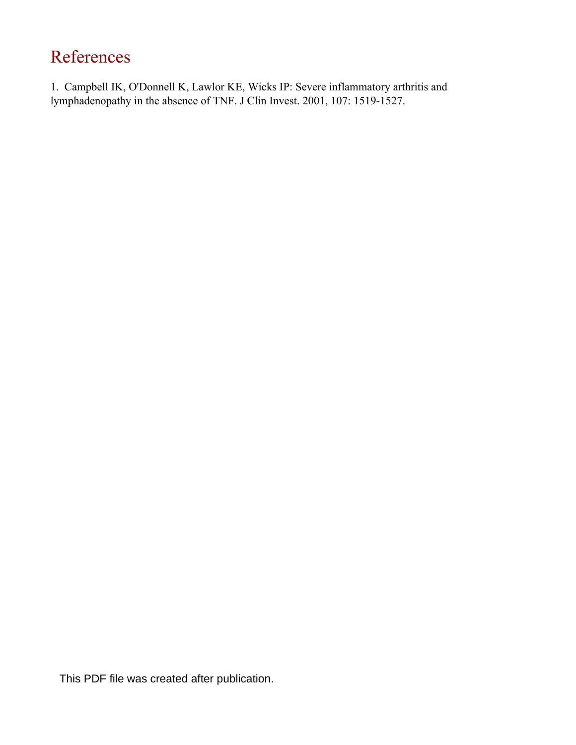# References

1. Campbell IK, O'Donnell K, Lawlor KE, Wicks IP: Severe inflammatory arthritis and lymphadenopathy in the absence of TNF. J Clin Invest. 2001, 107: 1519-1527.

This PDF file was created after publication.